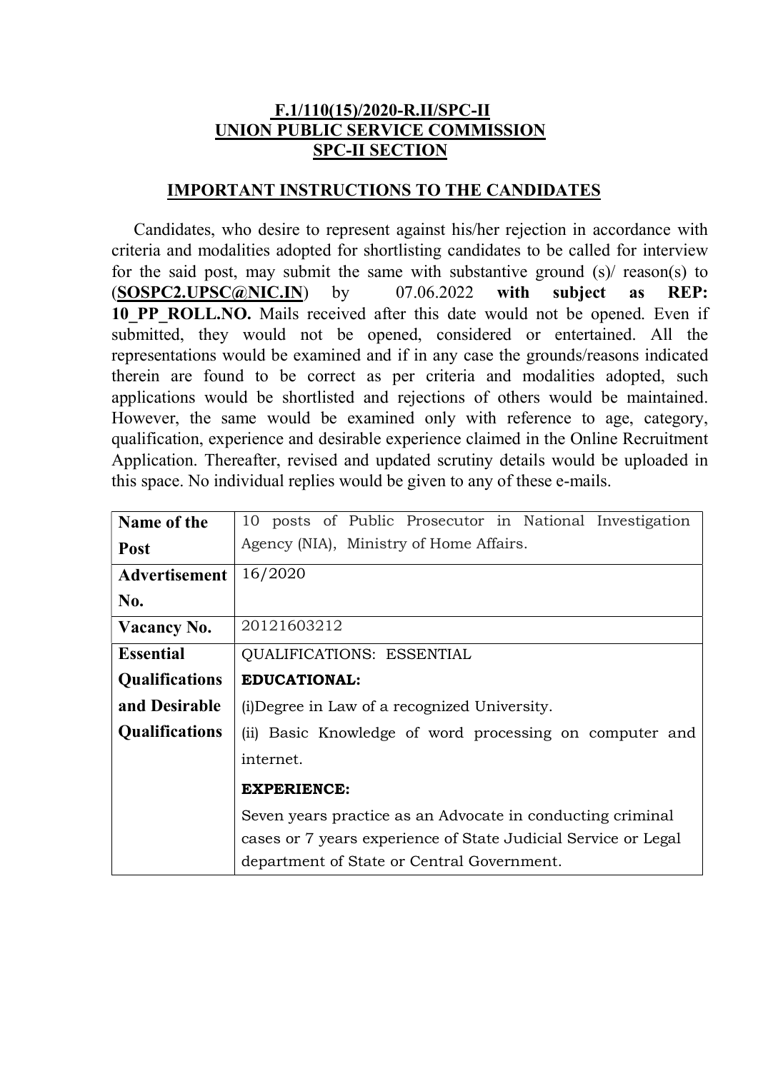**F.1/110(15)/2020-R.II/SPC-II**
**UNION PUBLIC SERVICE COMMISSION**
**SPC-II SECTION**

## IMPORTANT INSTRUCTIONS TO THE CANDIDATES

Candidates, who desire to represent against his/her rejection in accordance with criteria and modalities adopted for shortlisting candidates to be called for interview for the said post, may submit the same with substantive ground (s)/ reason(s) to (**SOSPC2.UPSC@NIC.IN**) by 07.06.2022 **with subject as REP: 10_PP_ROLL.NO.** Mails received after this date would not be opened. Even if submitted, they would not be opened, considered or entertained. All the representations would be examined and if in any case the grounds/reasons indicated therein are found to be correct as per criteria and modalities adopted, such applications would be shortlisted and rejections of others would be maintained. However, the same would be examined only with reference to age, category, qualification, experience and desirable experience claimed in the Online Recruitment Application. Thereafter, revised and updated scrutiny details would be uploaded in this space. No individual replies would be given to any of these e-mails.

| | |
|---|---|
| **Name of the Post** | 10 posts of Public Prosecutor in National Investigation Agency (NIA), Ministry of Home Affairs. |
| **Advertisement No.** | 16/2020 |
| **Vacancy No.** | 20121603212 |
| **Essential Qualifications and Desirable Qualifications** | QUALIFICATIONS: ESSENTIAL<br>**EDUCATIONAL:**<br>(i)Degree in Law of a recognized University.<br>(ii) Basic Knowledge of word processing on computer and internet.<br>**EXPERIENCE:**<br>Seven years practice as an Advocate in conducting criminal cases or 7 years experience of State Judicial Service or Legal department of State or Central Government. |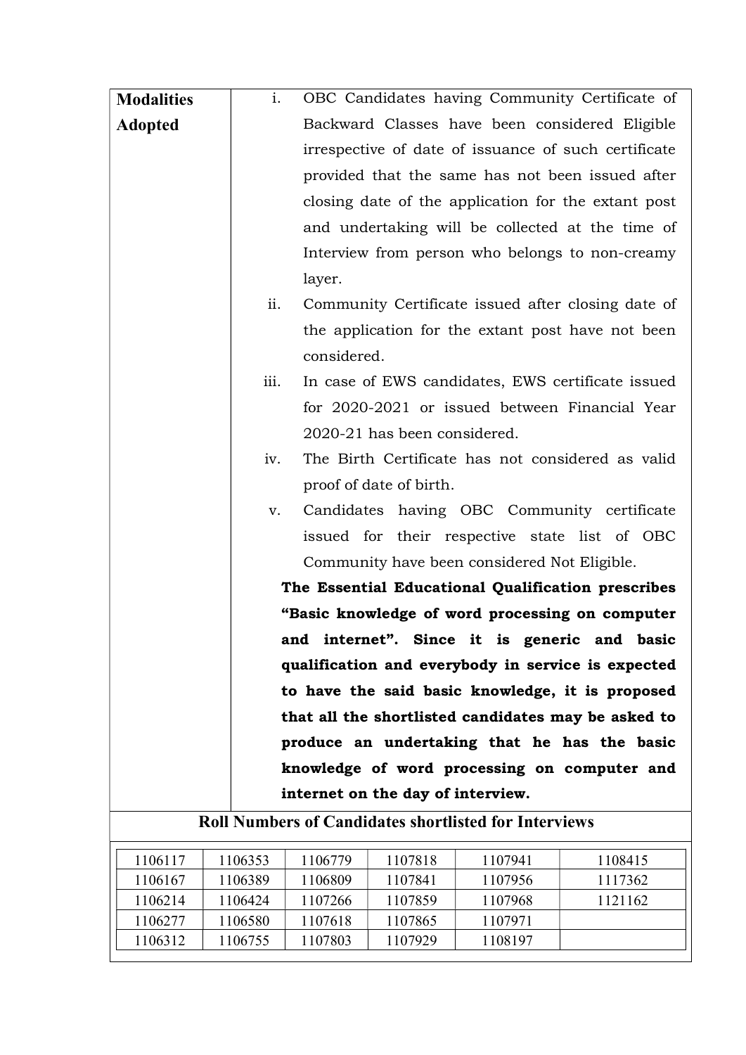| Modalities Adopted | i. OBC Candidates having Community Certificate of Backward Classes have been considered Eligible irrespective of date of issuance of such certificate provided that the same has not been issued after closing date of the application for the extant post and undertaking will be collected at the time of Interview from person who belongs to non-creamy layer.<br>ii. Community Certificate issued after closing date of the application for the extant post have not been considered.<br>iii. In case of EWS candidates, EWS certificate issued for 2020-2021 or issued between Financial Year 2020-21 has been considered.<br>iv. The Birth Certificate has not considered as valid proof of date of birth.<br>v. Candidates having OBC Community certificate issued for their respective state list of OBC Community have been considered Not Eligible.<br>**The Essential Educational Qualification prescribes "Basic knowledge of word processing on computer and internet". Since it is generic and basic qualification and everybody in service is expected to have the said basic knowledge, it is proposed that all the shortlisted candidates may be asked to produce an undertaking that he has the basic knowledge of word processing on computer and internet on the day of interview.** |
|---|---|

**Roll Numbers of Candidates shortlisted for Interviews**

| | | | | | |
|---|---|---|---|---|---|
| 1106117 | 1106353 | 1106779 | 1107818 | 1107941 | 1108415 |
| 1106167 | 1106389 | 1106809 | 1107841 | 1107956 | 1117362 |
| 1106214 | 1106424 | 1107266 | 1107859 | 1107968 | 1121162 |
| 1106277 | 1106580 | 1107618 | 1107865 | 1107971 | |
| 1106312 | 1106755 | 1107803 | 1107929 | 1108197 | |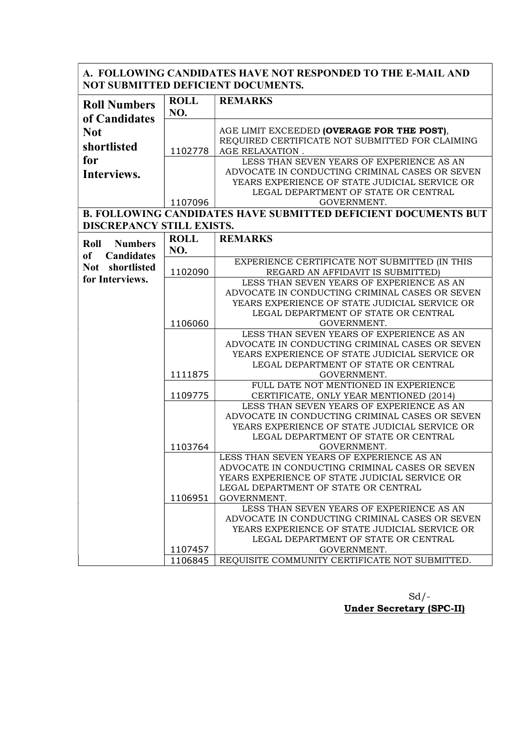**A. FOLLOWING CANDIDATES HAVE NOT RESPONDED TO THE E-MAIL AND NOT SUBMITTED DEFICIENT DOCUMENTS.**

| Roll Numbers of Candidates Not shortlisted for Interviews. | ROLL NO. | REMARKS |
|---|---|---|
| | 1102778 | AGE LIMIT EXCEEDED **(OVERAGE FOR THE POST)**, REQUIRED CERTIFICATE NOT SUBMITTED FOR CLAIMING AGE RELAXATION . |
| | 1107096 | LESS THAN SEVEN YEARS OF EXPERIENCE AS AN ADVOCATE IN CONDUCTING CRIMINAL CASES OR SEVEN YEARS EXPERIENCE OF STATE JUDICIAL SERVICE OR LEGAL DEPARTMENT OF STATE OR CENTRAL GOVERNMENT. |

**B. FOLLOWING CANDIDATES HAVE SUBMITTED DEFICIENT DOCUMENTS BUT DISCREPANCY STILL EXISTS.**

| Roll Numbers of Candidates Not shortlisted for Interviews. | ROLL NO. | REMARKS |
|---|---|---|
| | 1102090 | EXPERIENCE CERTIFICATE NOT SUBMITTED (IN THIS REGARD AN AFFIDAVIT IS SUBMITTED) |
| | 1106060 | LESS THAN SEVEN YEARS OF EXPERIENCE AS AN ADVOCATE IN CONDUCTING CRIMINAL CASES OR SEVEN YEARS EXPERIENCE OF STATE JUDICIAL SERVICE OR LEGAL DEPARTMENT OF STATE OR CENTRAL GOVERNMENT. |
| | 1111875 | LESS THAN SEVEN YEARS OF EXPERIENCE AS AN ADVOCATE IN CONDUCTING CRIMINAL CASES OR SEVEN YEARS EXPERIENCE OF STATE JUDICIAL SERVICE OR LEGAL DEPARTMENT OF STATE OR CENTRAL GOVERNMENT. |
| | 1109775 | FULL DATE NOT MENTIONED IN EXPERIENCE CERTIFICATE, ONLY YEAR MENTIONED (2014) |
| | 1103764 | LESS THAN SEVEN YEARS OF EXPERIENCE AS AN ADVOCATE IN CONDUCTING CRIMINAL CASES OR SEVEN YEARS EXPERIENCE OF STATE JUDICIAL SERVICE OR LEGAL DEPARTMENT OF STATE OR CENTRAL GOVERNMENT. |
| | 1106951 | LESS THAN SEVEN YEARS OF EXPERIENCE AS AN ADVOCATE IN CONDUCTING CRIMINAL CASES OR SEVEN YEARS EXPERIENCE OF STATE JUDICIAL SERVICE OR LEGAL DEPARTMENT OF STATE OR CENTRAL GOVERNMENT. |
| | 1107457 | LESS THAN SEVEN YEARS OF EXPERIENCE AS AN ADVOCATE IN CONDUCTING CRIMINAL CASES OR SEVEN YEARS EXPERIENCE OF STATE JUDICIAL SERVICE OR LEGAL DEPARTMENT OF STATE OR CENTRAL GOVERNMENT. |
| | 1106845 | REQUISITE COMMUNITY CERTIFICATE NOT SUBMITTED. |

Sd/-

**Under Secretary (SPC-II)**